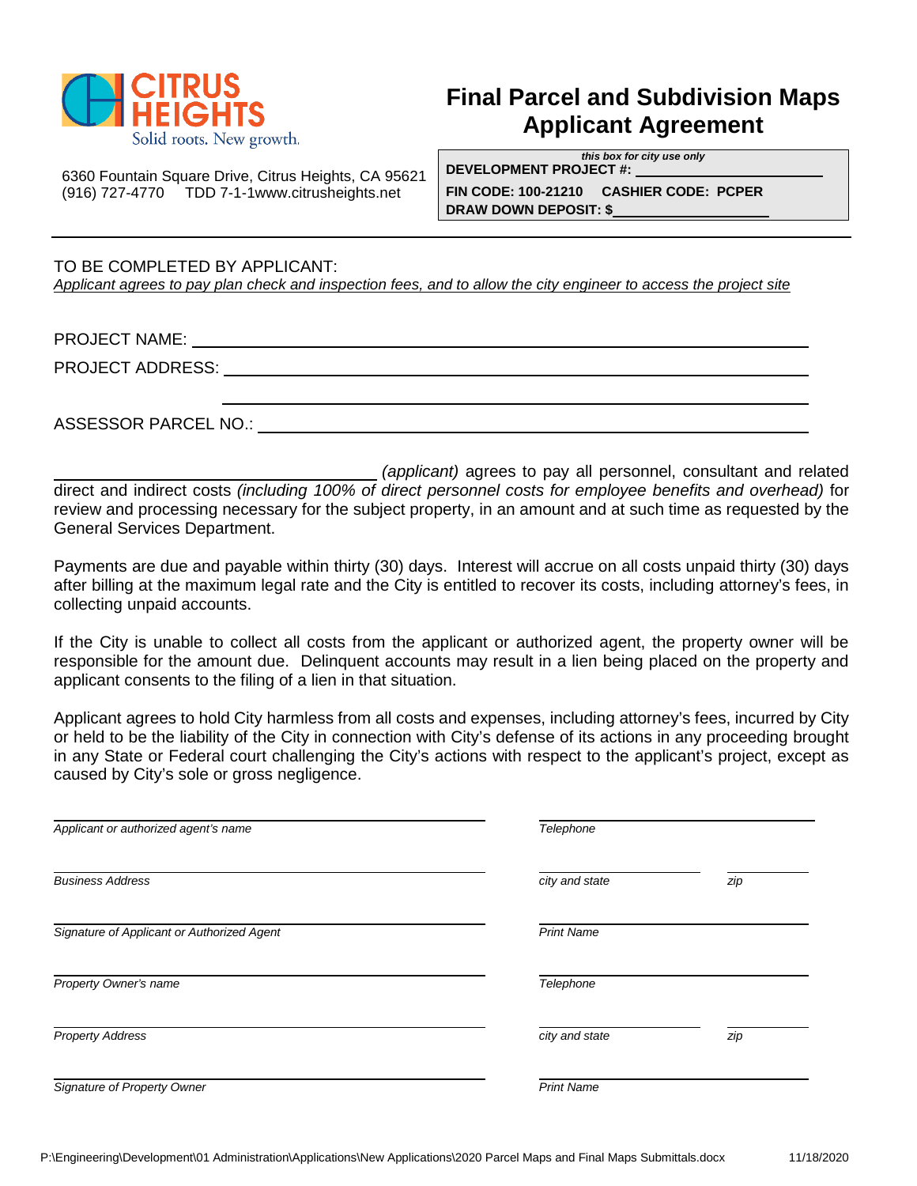CITRUS HEIGHTS
Solid roots. New growth.

6360 Fountain Square Drive, Citrus Heights, CA 95621
(916) 727-4770 TDD 7-1-1www.citrusheights.net

# Final Parcel and Subdivision Maps Applicant Agreement

*this box for city use only*
**DEVELOPMENT PROJECT #:** ______________________
**FIN CODE: 100-21210 CASHIER CODE: PCPER**
**DRAW DOWN DEPOSIT: $**____________________

---

TO BE COMPLETED BY APPLICANT:
*Applicant agrees to pay plan check and inspection fees, and to allow the city engineer to access the project site*

PROJECT NAME: ______________________________________________

PROJECT ADDRESS: ______________________________________________

______________________________________________

ASSESSOR PARCEL NO.: ______________________________________________

______________________________ *(applicant)* agrees to pay all personnel, consultant and related direct and indirect costs *(including 100% of direct personnel costs for employee benefits and overhead)* for review and processing necessary for the subject property, in an amount and at such time as requested by the General Services Department.

Payments are due and payable within thirty (30) days. Interest will accrue on all costs unpaid thirty (30) days after billing at the maximum legal rate and the City is entitled to recover its costs, including attorney's fees, in collecting unpaid accounts.

If the City is unable to collect all costs from the applicant or authorized agent, the property owner will be responsible for the amount due. Delinquent accounts may result in a lien being placed on the property and applicant consents to the filing of a lien in that situation.

Applicant agrees to hold City harmless from all costs and expenses, including attorney's fees, incurred by City or held to be the liability of the City in connection with City's defense of its actions in any proceeding brought in any State or Federal court challenging the City's actions with respect to the applicant's project, except as caused by City's sole or gross negligence.

______________________________ ______________________________
*Applicant or authorized agent's name* *Telephone*

______________________________ ____________________ __________
*Business Address* *city and state* *zip*

______________________________ ______________________________
*Signature of Applicant or Authorized Agent* *Print Name*

______________________________ ______________________________
*Property Owner's name* *Telephone*

______________________________ ____________________ __________
*Property Address* *city and state* *zip*

______________________________ ______________________________
*Signature of Property Owner* *Print Name*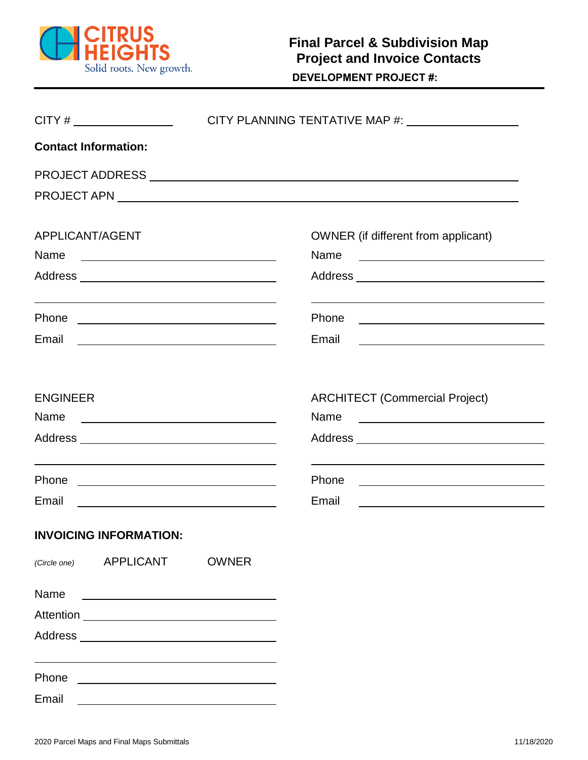# Final Parcel & Subdivision Map Project and Invoice Contacts

**DEVELOPMENT PROJECT #:**

CITY # ________________ CITY PLANNING TENTATIVE MAP #: ________________

**Contact Information:**

PROJECT ADDRESS ______________________________________________

PROJECT APN ______________________________________________

APPLICANT/AGENT

Name ______________________________

Address ______________________________

______________________________

Phone ______________________________

Email ______________________________

OWNER (if different from applicant)

Name ______________________________

Address ______________________________

______________________________

Phone ______________________________

Email ______________________________

ENGINEER

Name ______________________________

Address ______________________________

______________________________

Phone ______________________________

Email ______________________________

ARCHITECT (Commercial Project)

Name ______________________________

Address ______________________________

______________________________

Phone ______________________________

Email ______________________________

**INVOICING INFORMATION:**

*(Circle one)* APPLICANT OWNER

Name ______________________________

Attention ______________________________

Address ______________________________

______________________________

Phone ______________________________

Email ______________________________

2020 Parcel Maps and Final Maps Submittals 11/18/2020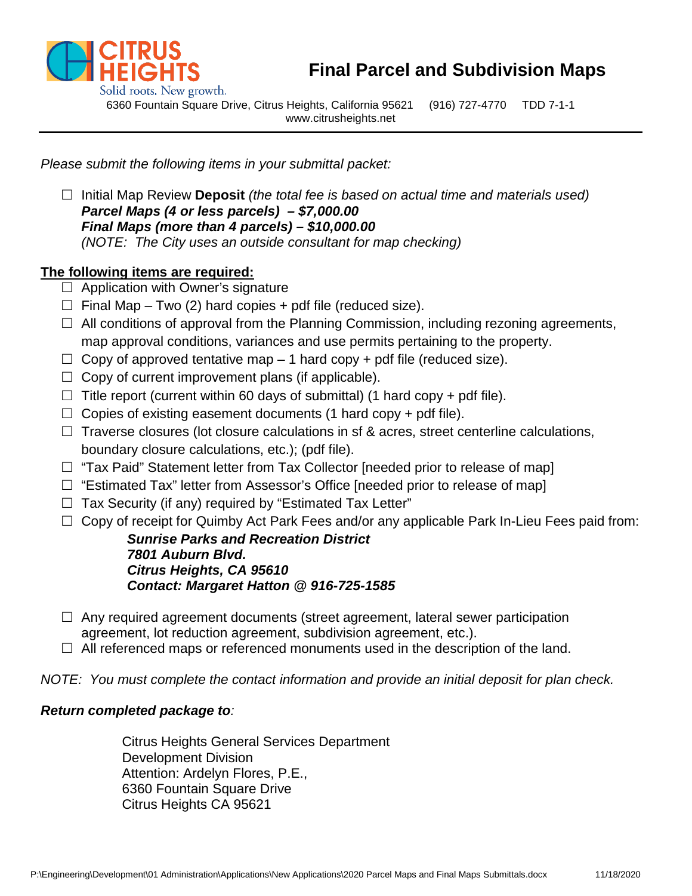CITRUS HEIGHTS

Solid roots. New growth.

# Final Parcel and Subdivision Maps

6360 Fountain Square Drive, Citrus Heights, California 95621 (916) 727-4770 TDD 7-1-1
www.citrusheights.net

---

*Please submit the following items in your submittal packet:*

- ☐ Initial Map Review **Deposit** *(the total fee is based on actual time and materials used)*
  ***Parcel Maps (4 or less parcels) – $7,000.00***
  ***Final Maps (more than 4 parcels) – $10,000.00***
  *(NOTE: The City uses an outside consultant for map checking)*

**The following items are required:**

- ☐ Application with Owner's signature
- ☐ Final Map – Two (2) hard copies + pdf file (reduced size).
- ☐ All conditions of approval from the Planning Commission, including rezoning agreements, map approval conditions, variances and use permits pertaining to the property.
- ☐ Copy of approved tentative map – 1 hard copy + pdf file (reduced size).
- ☐ Copy of current improvement plans (if applicable).
- ☐ Title report (current within 60 days of submittal) (1 hard copy + pdf file).
- ☐ Copies of existing easement documents (1 hard copy + pdf file).
- ☐ Traverse closures (lot closure calculations in sf & acres, street centerline calculations, boundary closure calculations, etc.); (pdf file).
- ☐ "Tax Paid" Statement letter from Tax Collector [needed prior to release of map]
- ☐ "Estimated Tax" letter from Assessor's Office [needed prior to release of map]
- ☐ Tax Security (if any) required by "Estimated Tax Letter"
- ☐ Copy of receipt for Quimby Act Park Fees and/or any applicable Park In-Lieu Fees paid from:
  ***Sunrise Parks and Recreation District***
  ***7801 Auburn Blvd.***
  ***Citrus Heights, CA 95610***
  ***Contact: Margaret Hatton @ 916-725-1585***
- ☐ Any required agreement documents (street agreement, lateral sewer participation agreement, lot reduction agreement, subdivision agreement, etc.).
- ☐ All referenced maps or referenced monuments used in the description of the land.

*NOTE: You must complete the contact information and provide an initial deposit for plan check.*

***Return completed package to***:

Citrus Heights General Services Department
Development Division
Attention: Ardelyn Flores, P.E.,
6360 Fountain Square Drive
Citrus Heights CA 95621